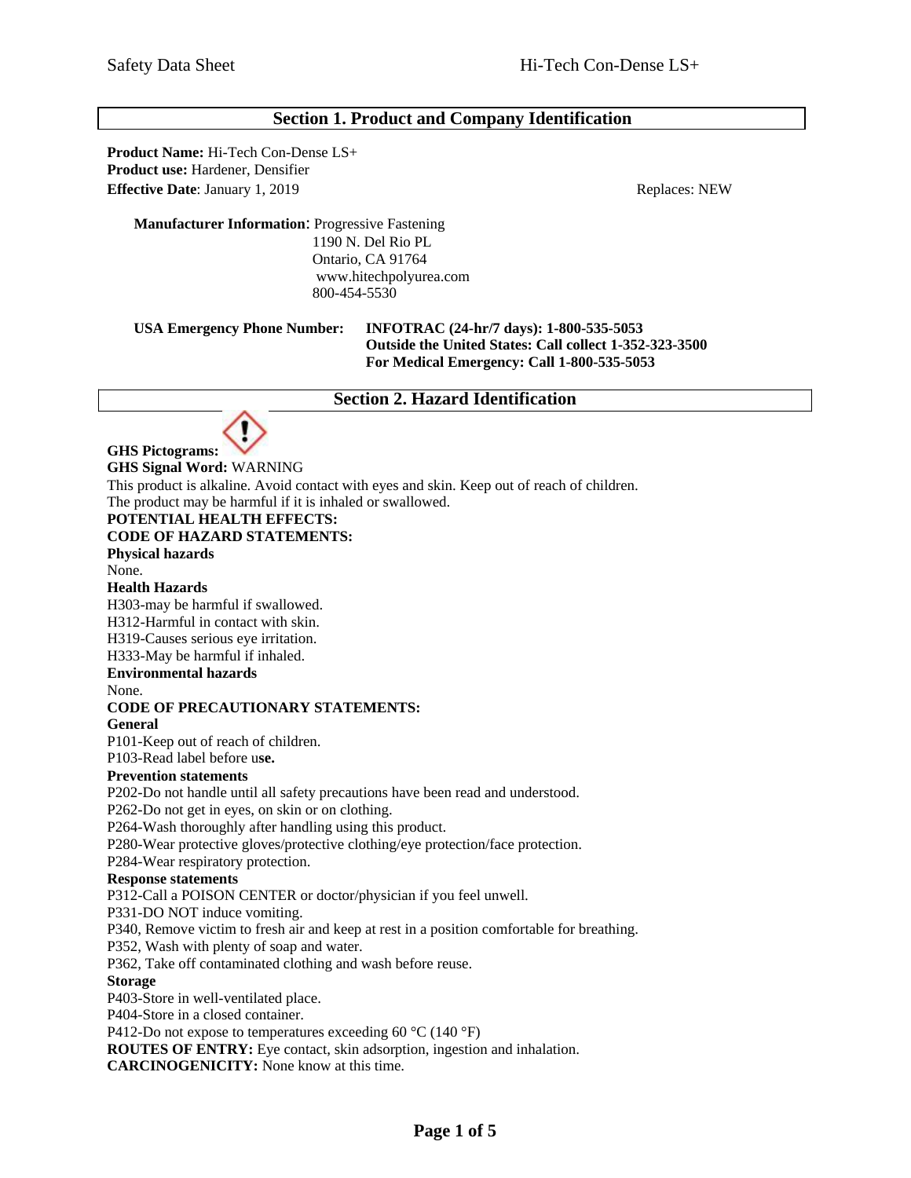## Section 1. Product and Company Identification

**Product Name:** Hi-Tech Con-Dense LS+
**Product use:** Hardener, Densifier
**Effective Date**: January 1, 2019 Replaces: NEW

**Manufacturer Information**: Progressive Fastening
1190 N. Del Rio PL
Ontario, CA 91764
www.hitechpolyurea.com
800-454-5530

**USA Emergency Phone Number:** **INFOTRAC (24-hr/7 days): 1-800-535-5053**
**Outside the United States: Call collect 1-352-323-3500**
**For Medical Emergency: Call 1-800-535-5053**

## Section 2. Hazard Identification

**GHS Pictograms:**
**GHS Signal Word:** WARNING
This product is alkaline. Avoid contact with eyes and skin. Keep out of reach of children.
The product may be harmful if it is inhaled or swallowed.
**POTENTIAL HEALTH EFFECTS:**
**CODE OF HAZARD STATEMENTS:**
**Physical hazards**
None.
**Health Hazards**
H303-may be harmful if swallowed.
H312-Harmful in contact with skin.
H319-Causes serious eye irritation.
H333-May be harmful if inhaled.
**Environmental hazards**
None.
**CODE OF PRECAUTIONARY STATEMENTS:**
**General**
P101-Keep out of reach of children.
P103-Read label before u**se.**
**Prevention statements**
P202-Do not handle until all safety precautions have been read and understood.
P262-Do not get in eyes, on skin or on clothing.
P264-Wash thoroughly after handling using this product.
P280-Wear protective gloves/protective clothing/eye protection/face protection.
P284-Wear respiratory protection.
**Response statements**
P312-Call a POISON CENTER or doctor/physician if you feel unwell.
P331-DO NOT induce vomiting.
P340, Remove victim to fresh air and keep at rest in a position comfortable for breathing.
P352, Wash with plenty of soap and water.
P362, Take off contaminated clothing and wash before reuse.
**Storage**
P403-Store in well-ventilated place.
P404-Store in a closed container.
P412-Do not expose to temperatures exceeding 60 °C (140 °F)
**ROUTES OF ENTRY:** Eye contact, skin adsorption, ingestion and inhalation.
**CARCINOGENICITY:** None know at this time.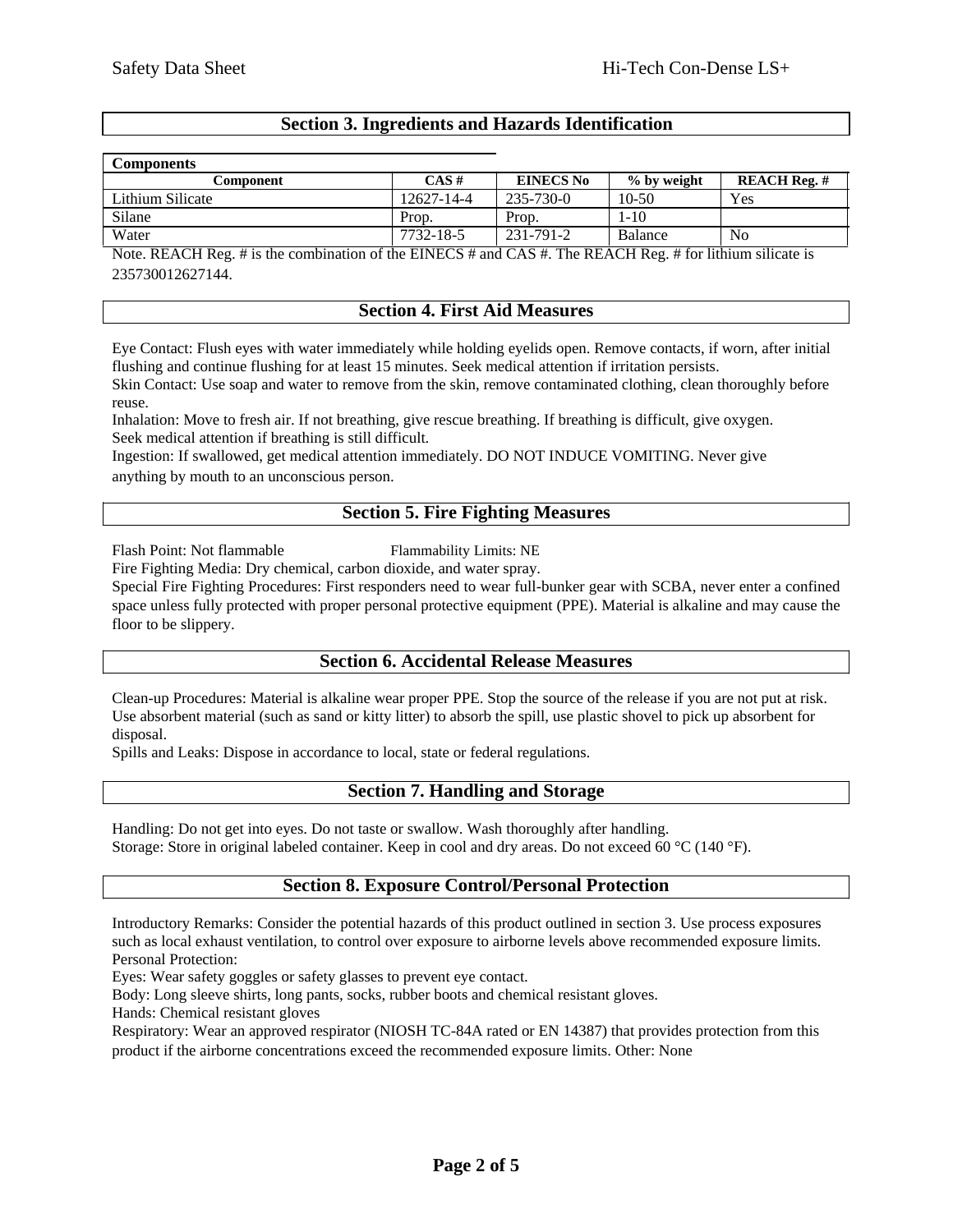## Section 3. Ingredients and Hazards Identification

**Components**

| Component | CAS # | EINECS No | % by weight | REACH Reg. # |
|---|---|---|---|---|
| Lithium Silicate | 12627-14-4 | 235-730-0 | 10-50 | Yes |
| Silane | Prop. | Prop. | 1-10 | |
| Water | 7732-18-5 | 231-791-2 | Balance | No |

Note. REACH Reg. # is the combination of the EINECS # and CAS #. The REACH Reg. # for lithium silicate is 235730012627144.

## Section 4. First Aid Measures

Eye Contact: Flush eyes with water immediately while holding eyelids open. Remove contacts, if worn, after initial flushing and continue flushing for at least 15 minutes. Seek medical attention if irritation persists.
Skin Contact: Use soap and water to remove from the skin, remove contaminated clothing, clean thoroughly before reuse.
Inhalation: Move to fresh air. If not breathing, give rescue breathing. If breathing is difficult, give oxygen. Seek medical attention if breathing is still difficult.
Ingestion: If swallowed, get medical attention immediately. DO NOT INDUCE VOMITING. Never give anything by mouth to an unconscious person.

## Section 5. Fire Fighting Measures

Flash Point: Not flammable Flammability Limits: NE
Fire Fighting Media: Dry chemical, carbon dioxide, and water spray.
Special Fire Fighting Procedures: First responders need to wear full-bunker gear with SCBA, never enter a confined space unless fully protected with proper personal protective equipment (PPE). Material is alkaline and may cause the floor to be slippery.

## Section 6. Accidental Release Measures

Clean-up Procedures: Material is alkaline wear proper PPE. Stop the source of the release if you are not put at risk. Use absorbent material (such as sand or kitty litter) to absorb the spill, use plastic shovel to pick up absorbent for disposal.
Spills and Leaks: Dispose in accordance to local, state or federal regulations.

## Section 7. Handling and Storage

Handling: Do not get into eyes. Do not taste or swallow. Wash thoroughly after handling.
Storage: Store in original labeled container. Keep in cool and dry areas. Do not exceed 60 °C (140 °F).

## Section 8. Exposure Control/Personal Protection

Introductory Remarks: Consider the potential hazards of this product outlined in section 3. Use process exposures such as local exhaust ventilation, to control over exposure to airborne levels above recommended exposure limits.
Personal Protection:
Eyes: Wear safety goggles or safety glasses to prevent eye contact.
Body: Long sleeve shirts, long pants, socks, rubber boots and chemical resistant gloves.
Hands: Chemical resistant gloves
Respiratory: Wear an approved respirator (NIOSH TC-84A rated or EN 14387) that provides protection from this product if the airborne concentrations exceed the recommended exposure limits. Other: None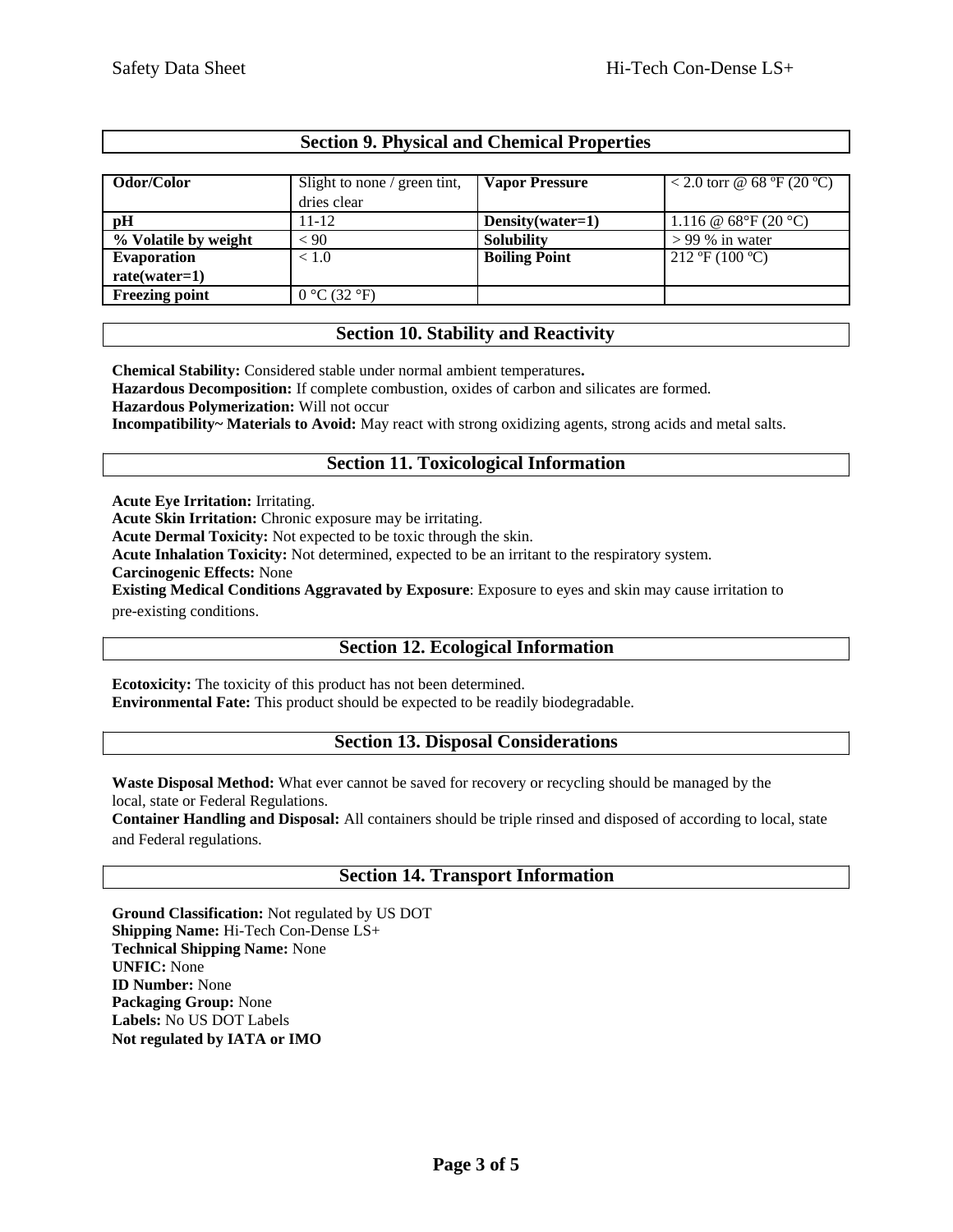## Section 9. Physical and Chemical Properties

| Odor/Color | Slight to none / green tint, dries clear | Vapor Pressure | < 2.0 torr @ 68 ºF (20 ºC) |
|---|---|---|---|
| pH | 11-12 | Density(water=1) | 1.116 @ 68°F (20 °C) |
| % Volatile by weight | < 90 | Solubility | > 99 % in water |
| Evaporation rate(water=1) | < 1.0 | Boiling Point | 212 ºF (100 ºC) |
| Freezing point | 0 °C (32 °F) | | |

## Section 10. Stability and Reactivity

**Chemical Stability:** Considered stable under normal ambient temperatures**.**
**Hazardous Decomposition:** If complete combustion, oxides of carbon and silicates are formed.
**Hazardous Polymerization:** Will not occur
**Incompatibility~ Materials to Avoid:** May react with strong oxidizing agents, strong acids and metal salts.

## Section 11. Toxicological Information

**Acute Eye Irritation:** Irritating.
**Acute Skin Irritation:** Chronic exposure may be irritating.
**Acute Dermal Toxicity:** Not expected to be toxic through the skin.
**Acute Inhalation Toxicity:** Not determined, expected to be an irritant to the respiratory system.
**Carcinogenic Effects:** None
**Existing Medical Conditions Aggravated by Exposure**: Exposure to eyes and skin may cause irritation to pre-existing conditions.

## Section 12. Ecological Information

**Ecotoxicity:** The toxicity of this product has not been determined.
**Environmental Fate:** This product should be expected to be readily biodegradable.

## Section 13. Disposal Considerations

**Waste Disposal Method:** What ever cannot be saved for recovery or recycling should be managed by the local, state or Federal Regulations.
**Container Handling and Disposal:** All containers should be triple rinsed and disposed of according to local, state and Federal regulations.

## Section 14. Transport Information

**Ground Classification:** Not regulated by US DOT
**Shipping Name:** Hi-Tech Con-Dense LS+
**Technical Shipping Name:** None
**UNFIC:** None
**ID Number:** None
**Packaging Group:** None
**Labels:** No US DOT Labels
**Not regulated by IATA or IMO**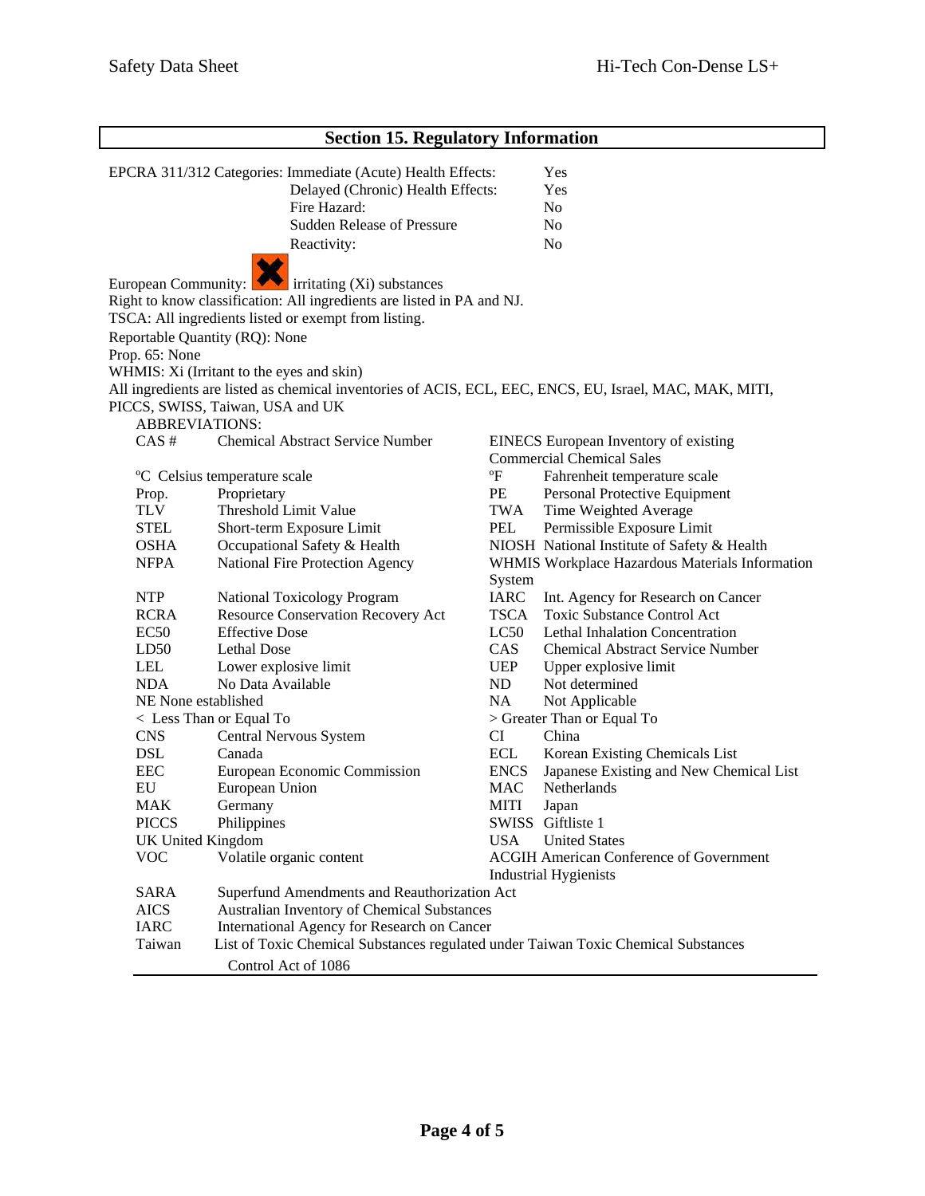## Section 15. Regulatory Information

| EPCRA 311/312 Categories: | |
|---|---|
| Immediate (Acute) Health Effects: | Yes |
| Delayed (Chronic) Health Effects: | Yes |
| Fire Hazard: | No |
| Sudden Release of Pressure | No |
| Reactivity: | No |

European Community: irritating (Xi) substances

Right to know classification: All ingredients are listed in PA and NJ.

TSCA: All ingredients listed or exempt from listing.

Reportable Quantity (RQ): None

Prop. 65: None

WHMIS: Xi (Irritant to the eyes and skin)

All ingredients are listed as chemical inventories of ACIS, ECL, EEC, ENCS, EU, Israel, MAC, MAK, MITI, PICCS, SWISS, Taiwan, USA and UK

ABBREVIATIONS:

| | | | |
|---|---|---|---|
| CAS # | Chemical Abstract Service Number | EINECS | European Inventory of existing Commercial Chemical Sales |
| ºC | Celsius temperature scale | ºF | Fahrenheit temperature scale |
| Prop. | Proprietary | PE | Personal Protective Equipment |
| TLV | Threshold Limit Value | TWA | Time Weighted Average |
| STEL | Short-term Exposure Limit | PEL | Permissible Exposure Limit |
| OSHA | Occupational Safety & Health | NIOSH | National Institute of Safety & Health |
| NFPA | National Fire Protection Agency | WHMIS | Workplace Hazardous Materials Information System |
| NTP | National Toxicology Program | IARC | Int. Agency for Research on Cancer |
| RCRA | Resource Conservation Recovery Act | TSCA | Toxic Substance Control Act |
| EC50 | Effective Dose | LC50 | Lethal Inhalation Concentration |
| LD50 | Lethal Dose | CAS | Chemical Abstract Service Number |
| LEL | Lower explosive limit | UEP | Upper explosive limit |
| NDA | No Data Available | ND | Not determined |
| NE | None established | NA | Not Applicable |
| < | Less Than or Equal To | > | Greater Than or Equal To |
| CNS | Central Nervous System | CI | China |
| DSL | Canada | ECL | Korean Existing Chemicals List |
| EEC | European Economic Commission | ENCS | Japanese Existing and New Chemical List |
| EU | European Union | MAC | Netherlands |
| MAK | Germany | MITI | Japan |
| PICCS | Philippines | SWISS | Giftliste 1 |
| UK | United Kingdom | USA | United States |
| VOC | Volatile organic content | ACGIH | American Conference of Government Industrial Hygienists |
| SARA | Superfund Amendments and Reauthorization Act | | |
| AICS | Australian Inventory of Chemical Substances | | |
| IARC | International Agency for Research on Cancer | | |
| Taiwan | List of Toxic Chemical Substances regulated under Taiwan Toxic Chemical Substances Control Act of 1086 | | |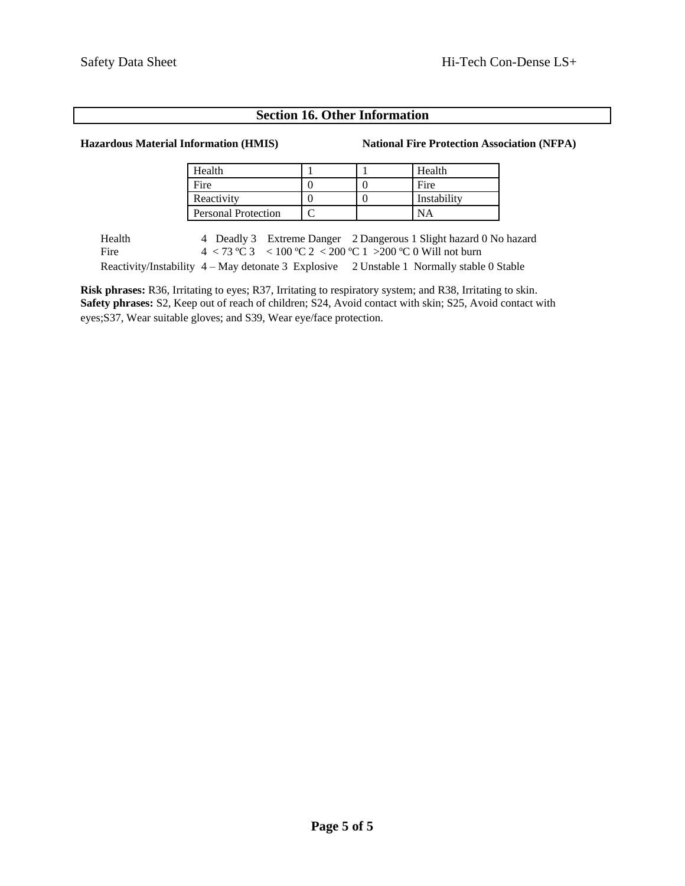## Section 16. Other Information

**Hazardous Material Information (HMIS)** **National Fire Protection Association (NFPA)**

| | | | |
|---|---|---|---|
| Health | 1 | 1 | Health |
| Fire | 0 | 0 | Fire |
| Reactivity | 0 | 0 | Instability |
| Personal Protection | C | | NA |

Health 4 Deadly 3 Extreme Danger 2 Dangerous 1 Slight hazard 0 No hazard
Fire 4 < 73 ºC 3 < 100 ºC 2 < 200 ºC 1 >200 ºC 0 Will not burn
Reactivity/Instability 4 – May detonate 3 Explosive 2 Unstable 1 Normally stable 0 Stable

**Risk phrases:** R36, Irritating to eyes; R37, Irritating to respiratory system; and R38, Irritating to skin.
**Safety phrases:** S2, Keep out of reach of children; S24, Avoid contact with skin; S25, Avoid contact with eyes;S37, Wear suitable gloves; and S39, Wear eye/face protection.